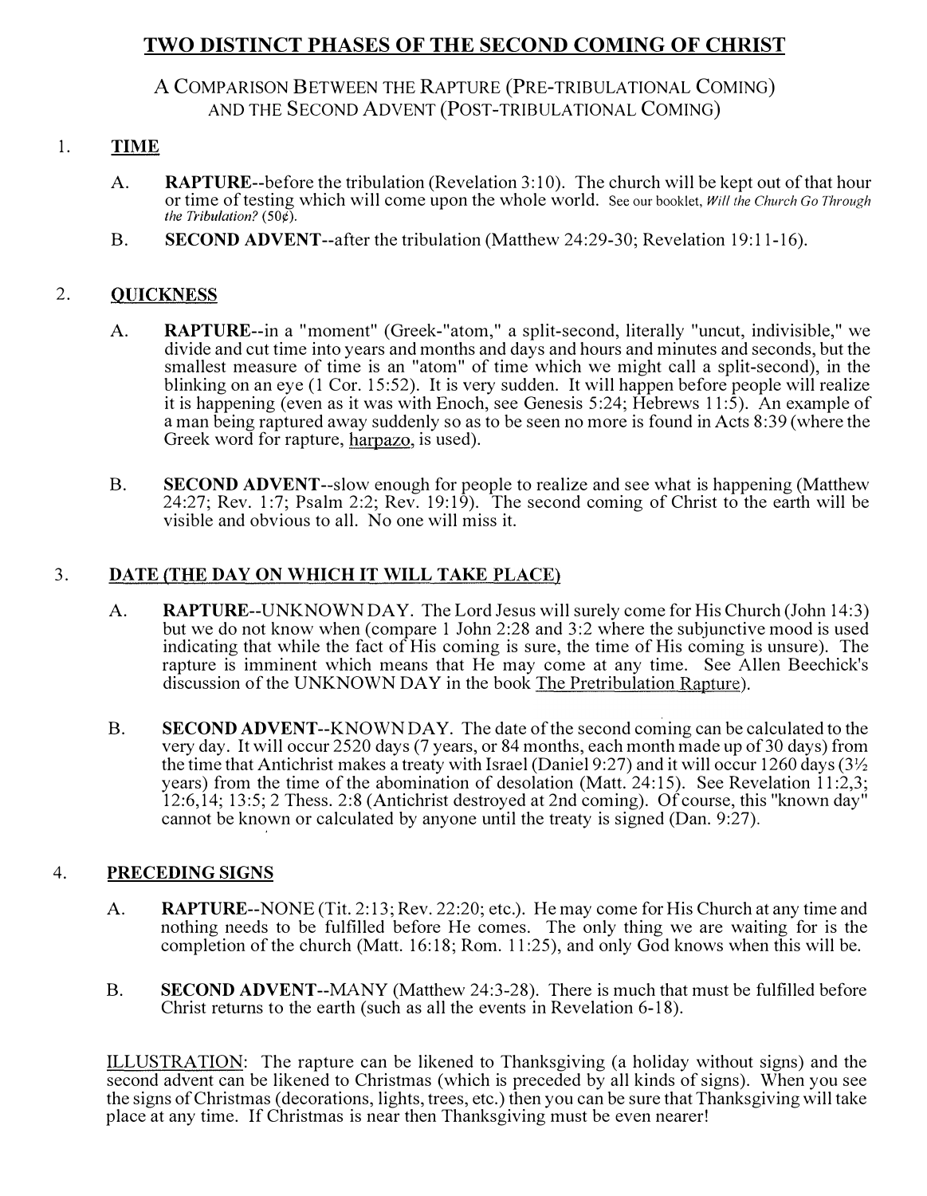# TWO DISTINCT PHASES OF THE SECOND COMING OF CHRIST

## A COMPARISON BETWEEN THE RAPTURE (PRE-TRIBULATIONAL COMING) AND THE SECOND ADVENT (POST-TRIBULATIONAL COMING)

1. **TIME**

   A. **RAPTURE**--before the tribulation (Revelation 3:10). The church will be kept out of that hour or time of testing which will come upon the whole world. See our booklet, *Will the Church Go Through the Tribulation?* (50¢).

   B. **SECOND ADVENT**--after the tribulation (Matthew 24:29-30; Revelation 19:11-16).

2. **QUICKNESS**

   A. **RAPTURE**--in a "moment" (Greek-"atom," a split-second, literally "uncut, indivisible," we divide and cut time into years and months and days and hours and minutes and seconds, but the smallest measure of time is an "atom" of time which we might call a split-second), in the blinking on an eye (1 Cor. 15:52). It is very sudden. It will happen before people will realize it is happening (even as it was with Enoch, see Genesis 5:24; Hebrews 11:5). An example of a man being raptured away suddenly so as to be seen no more is found in Acts 8:39 (where the Greek word for rapture, harpazo, is used).

   B. **SECOND ADVENT**--slow enough for people to realize and see what is happening (Matthew 24:27; Rev. 1:7; Psalm 2:2; Rev. 19:19). The second coming of Christ to the earth will be visible and obvious to all. No one will miss it.

3. **DATE (THE DAY ON WHICH IT WILL TAKE PLACE)**

   A. **RAPTURE**--UNKNOWN DAY. The Lord Jesus will surely come for His Church (John 14:3) but we do not know when (compare 1 John 2:28 and 3:2 where the subjunctive mood is used indicating that while the fact of His coming is sure, the time of His coming is unsure). The rapture is imminent which means that He may come at any time. See Allen Beechick's discussion of the UNKNOWN DAY in the book The Pretribulation Rapture).

   B. **SECOND ADVENT**--KNOWN DAY. The date of the second coming can be calculated to the very day. It will occur 2520 days (7 years, or 84 months, each month made up of 30 days) from the time that Antichrist makes a treaty with Israel (Daniel 9:27) and it will occur 1260 days (3½ years) from the time of the abomination of desolation (Matt. 24:15). See Revelation 11:2,3; 12:6,14; 13:5; 2 Thess. 2:8 (Antichrist destroyed at 2nd coming). Of course, this "known day" cannot be known or calculated by anyone until the treaty is signed (Dan. 9:27).

4. **PRECEDING SIGNS**

   A. **RAPTURE**--NONE (Tit. 2:13; Rev. 22:20; etc.). He may come for His Church at any time and nothing needs to be fulfilled before He comes. The only thing we are waiting for is the completion of the church (Matt. 16:18; Rom. 11:25), and only God knows when this will be.

   B. **SECOND ADVENT**--MANY (Matthew 24:3-28). There is much that must be fulfilled before Christ returns to the earth (such as all the events in Revelation 6-18).

ILLUSTRATION: The rapture can be likened to Thanksgiving (a holiday without signs) and the second advent can be likened to Christmas (which is preceded by all kinds of signs). When you see the signs of Christmas (decorations, lights, trees, etc.) then you can be sure that Thanksgiving will take place at any time. If Christmas is near then Thanksgiving must be even nearer!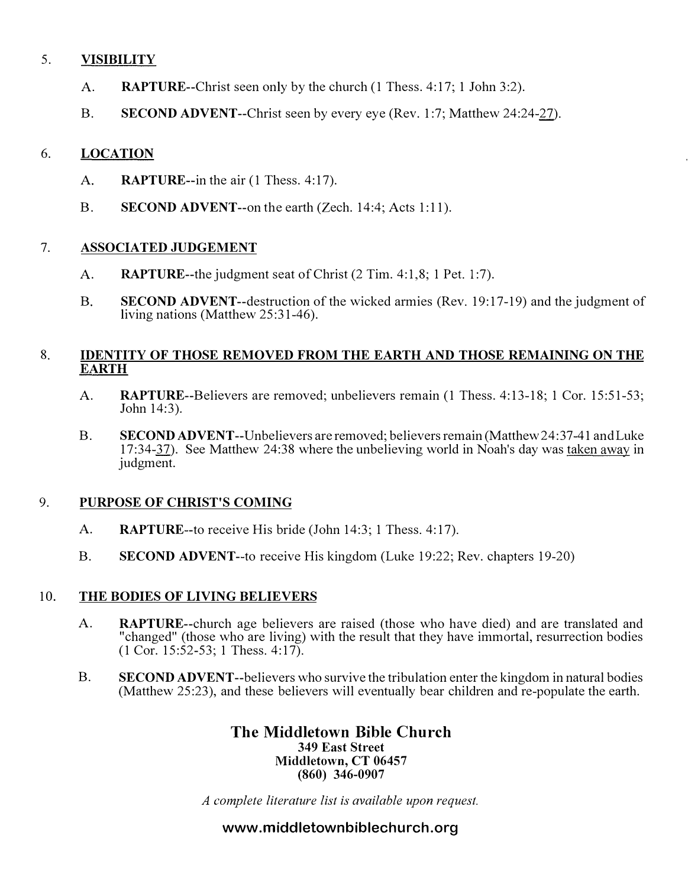5. **VISIBILITY**

   A. **RAPTURE**--Christ seen only by the church (1 Thess. 4:17; 1 John 3:2).

   B. **SECOND ADVENT**--Christ seen by every eye (Rev. 1:7; Matthew 24:24-27).

6. **LOCATION**

   A. **RAPTURE**--in the air (1 Thess. 4:17).

   B. **SECOND ADVENT**--on the earth (Zech. 14:4; Acts 1:11).

7. **ASSOCIATED JUDGEMENT**

   A. **RAPTURE**--the judgment seat of Christ (2 Tim. 4:1,8; 1 Pet. 1:7).

   B. **SECOND ADVENT**--destruction of the wicked armies (Rev. 19:17-19) and the judgment of living nations (Matthew 25:31-46).

8. **IDENTITY OF THOSE REMOVED FROM THE EARTH AND THOSE REMAINING ON THE EARTH**

   A. **RAPTURE**--Believers are removed; unbelievers remain (1 Thess. 4:13-18; 1 Cor. 15:51-53; John 14:3).

   B. **SECOND ADVENT**--Unbelievers are removed; believers remain (Matthew 24:37-41 and Luke 17:34-37). See Matthew 24:38 where the unbelieving world in Noah's day was taken away in judgment.

9. **PURPOSE OF CHRIST'S COMING**

   A. **RAPTURE**--to receive His bride (John 14:3; 1 Thess. 4:17).

   B. **SECOND ADVENT**--to receive His kingdom (Luke 19:22; Rev. chapters 19-20)

10. **THE BODIES OF LIVING BELIEVERS**

   A. **RAPTURE**--church age believers are raised (those who have died) and are translated and "changed" (those who are living) with the result that they have immortal, resurrection bodies (1 Cor. 15:52-53; 1 Thess. 4:17).

   B. **SECOND ADVENT**--believers who survive the tribulation enter the kingdom in natural bodies (Matthew 25:23), and these believers will eventually bear children and re-populate the earth.

**The Middletown Bible Church**
**349 East Street**
**Middletown, CT 06457**
**(860) 346-0907**

*A complete literature list is available upon request.*

**www.middletownbiblechurch.org**